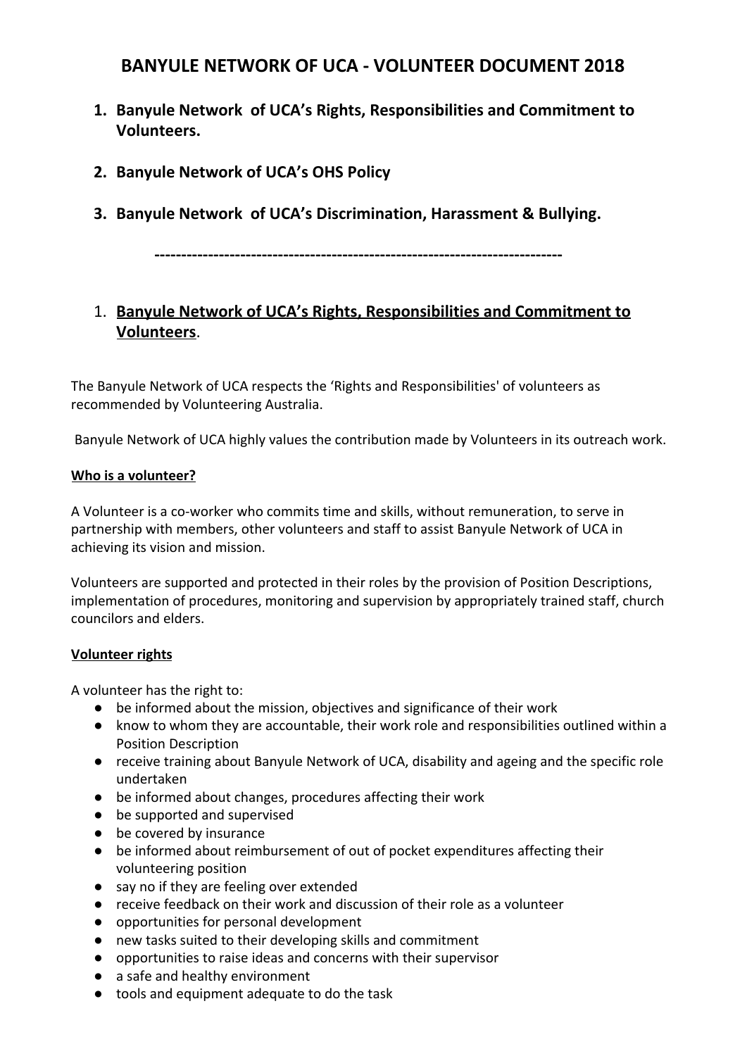# BANYULE NETWORK OF UCA - VOLUNTEER DOCUMENT 2018

1. **Banyule Network of UCA's Rights, Responsibilities and Commitment to Volunteers.**

2. **Banyule Network of UCA's OHS Policy**

3. **Banyule Network of UCA's Discrimination, Harassment & Bullying.**

**----------------------------------------------------------------------------**

## 1. Banyule Network of UCA's Rights, Responsibilities and Commitment to Volunteers.

The Banyule Network of UCA respects the 'Rights and Responsibilities' of volunteers as recommended by Volunteering Australia.

Banyule Network of UCA highly values the contribution made by Volunteers in its outreach work.

**Who is a volunteer?**

A Volunteer is a co-worker who commits time and skills, without remuneration, to serve in partnership with members, other volunteers and staff to assist Banyule Network of UCA in achieving its vision and mission.

Volunteers are supported and protected in their roles by the provision of Position Descriptions, implementation of procedures, monitoring and supervision by appropriately trained staff, church councilors and elders.

**Volunteer rights**

A volunteer has the right to:

- be informed about the mission, objectives and significance of their work
- know to whom they are accountable, their work role and responsibilities outlined within a Position Description
- receive training about Banyule Network of UCA, disability and ageing and the specific role undertaken
- be informed about changes, procedures affecting their work
- be supported and supervised
- be covered by insurance
- be informed about reimbursement of out of pocket expenditures affecting their volunteering position
- say no if they are feeling over extended
- receive feedback on their work and discussion of their role as a volunteer
- opportunities for personal development
- new tasks suited to their developing skills and commitment
- opportunities to raise ideas and concerns with their supervisor
- a safe and healthy environment
- tools and equipment adequate to do the task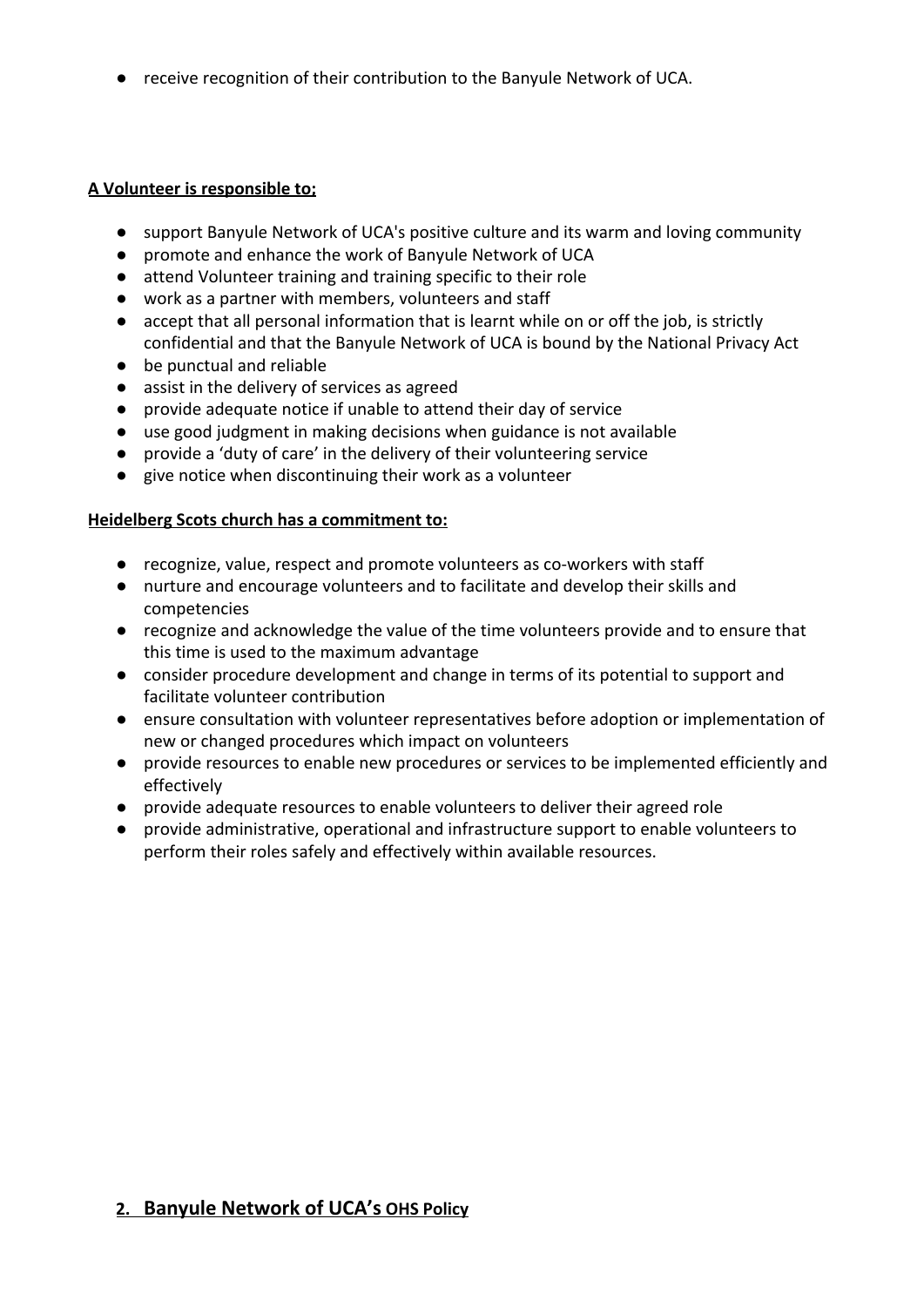- receive recognition of their contribution to the Banyule Network of UCA.

**A Volunteer is responsible to;**

- support Banyule Network of UCA's positive culture and its warm and loving community
- promote and enhance the work of Banyule Network of UCA
- attend Volunteer training and training specific to their role
- work as a partner with members, volunteers and staff
- accept that all personal information that is learnt while on or off the job, is strictly confidential and that the Banyule Network of UCA is bound by the National Privacy Act
- be punctual and reliable
- assist in the delivery of services as agreed
- provide adequate notice if unable to attend their day of service
- use good judgment in making decisions when guidance is not available
- provide a 'duty of care' in the delivery of their volunteering service
- give notice when discontinuing their work as a volunteer

**Heidelberg Scots church has a commitment to:**

- recognize, value, respect and promote volunteers as co-workers with staff
- nurture and encourage volunteers and to facilitate and develop their skills and competencies
- recognize and acknowledge the value of the time volunteers provide and to ensure that this time is used to the maximum advantage
- consider procedure development and change in terms of its potential to support and facilitate volunteer contribution
- ensure consultation with volunteer representatives before adoption or implementation of new or changed procedures which impact on volunteers
- provide resources to enable new procedures or services to be implemented efficiently and effectively
- provide adequate resources to enable volunteers to deliver their agreed role
- provide administrative, operational and infrastructure support to enable volunteers to perform their roles safely and effectively within available resources.

## 2. Banyule Network of UCA's OHS Policy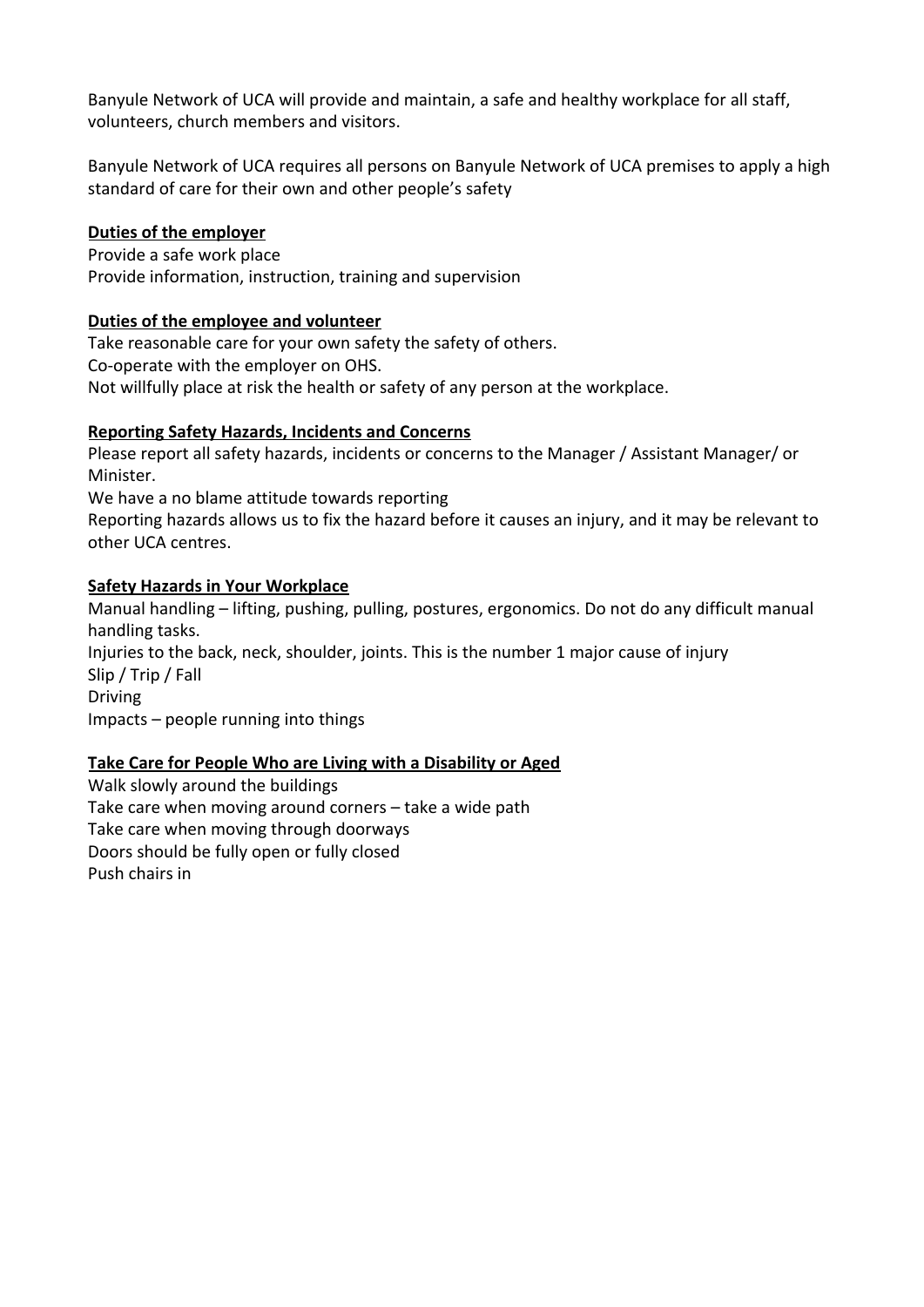Banyule Network of UCA will provide and maintain, a safe and healthy workplace for all staff, volunteers, church members and visitors.

Banyule Network of UCA requires all persons on Banyule Network of UCA premises to apply a high standard of care for their own and other people's safety

**Duties of the employer**

Provide a safe work place
Provide information, instruction, training and supervision

**Duties of the employee and volunteer**

Take reasonable care for your own safety the safety of others.
Co-operate with the employer on OHS.
Not willfully place at risk the health or safety of any person at the workplace.

**Reporting Safety Hazards, Incidents and Concerns**

Please report all safety hazards, incidents or concerns to the Manager / Assistant Manager/ or Minister.
We have a no blame attitude towards reporting
Reporting hazards allows us to fix the hazard before it causes an injury, and it may be relevant to other UCA centres.

**Safety Hazards in Your Workplace**

Manual handling – lifting, pushing, pulling, postures, ergonomics. Do not do any difficult manual handling tasks.
Injuries to the back, neck, shoulder, joints. This is the number 1 major cause of injury
Slip / Trip / Fall
Driving
Impacts – people running into things

**Take Care for People Who are Living with a Disability or Aged**

Walk slowly around the buildings
Take care when moving around corners – take a wide path
Take care when moving through doorways
Doors should be fully open or fully closed
Push chairs in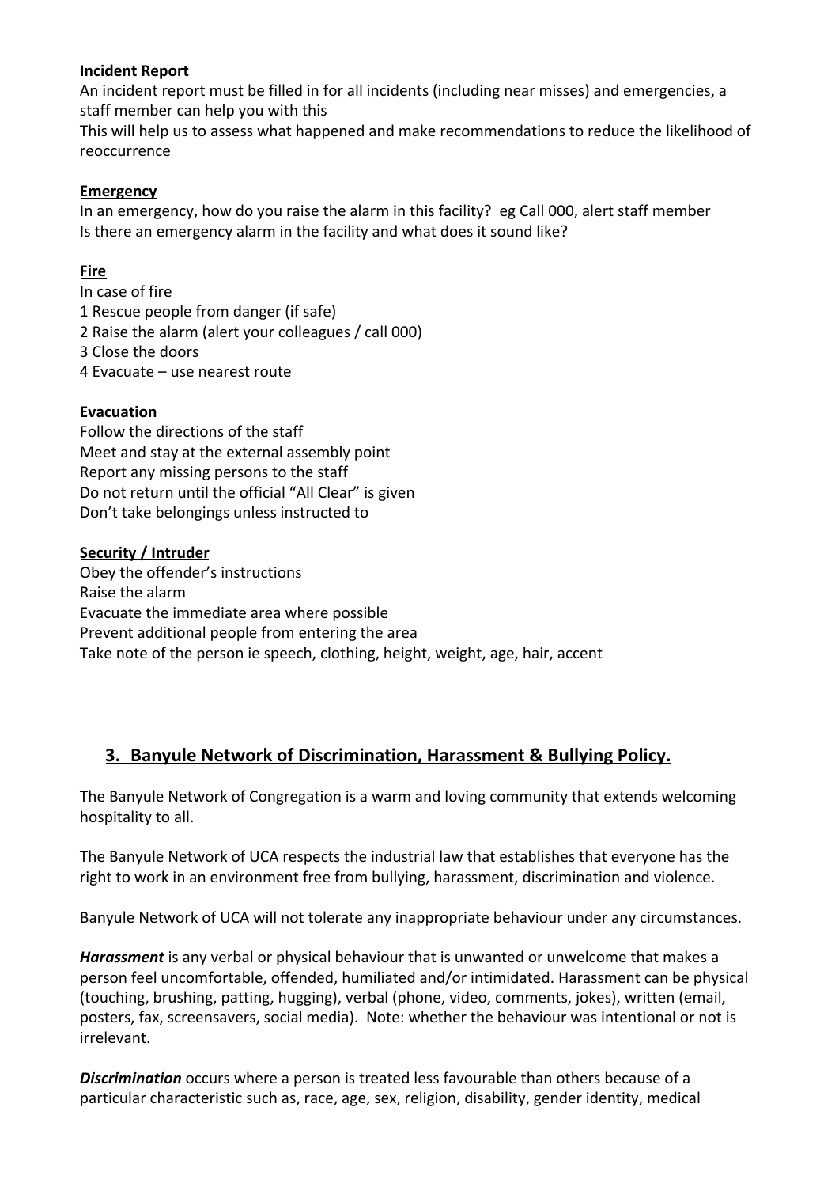**Incident Report**

An incident report must be filled in for all incidents (including near misses) and emergencies, a staff member can help you with this

This will help us to assess what happened and make recommendations to reduce the likelihood of reoccurrence

**Emergency**

In an emergency, how do you raise the alarm in this facility? eg Call 000, alert staff member

Is there an emergency alarm in the facility and what does it sound like?

**Fire**

In case of fire

1 Rescue people from danger (if safe)

2 Raise the alarm (alert your colleagues / call 000)

3 Close the doors

4 Evacuate – use nearest route

**Evacuation**

Follow the directions of the staff

Meet and stay at the external assembly point

Report any missing persons to the staff

Do not return until the official "All Clear" is given

Don't take belongings unless instructed to

**Security / Intruder**

Obey the offender's instructions

Raise the alarm

Evacuate the immediate area where possible

Prevent additional people from entering the area

Take note of the person ie speech, clothing, height, weight, age, hair, accent

## 3. Banyule Network of Discrimination, Harassment & Bullying Policy.

The Banyule Network of Congregation is a warm and loving community that extends welcoming hospitality to all.

The Banyule Network of UCA respects the industrial law that establishes that everyone has the right to work in an environment free from bullying, harassment, discrimination and violence.

Banyule Network of UCA will not tolerate any inappropriate behaviour under any circumstances.

***Harassment*** is any verbal or physical behaviour that is unwanted or unwelcome that makes a person feel uncomfortable, offended, humiliated and/or intimidated. Harassment can be physical (touching, brushing, patting, hugging), verbal (phone, video, comments, jokes), written (email, posters, fax, screensavers, social media). Note: whether the behaviour was intentional or not is irrelevant.

***Discrimination*** occurs where a person is treated less favourable than others because of a particular characteristic such as, race, age, sex, religion, disability, gender identity, medical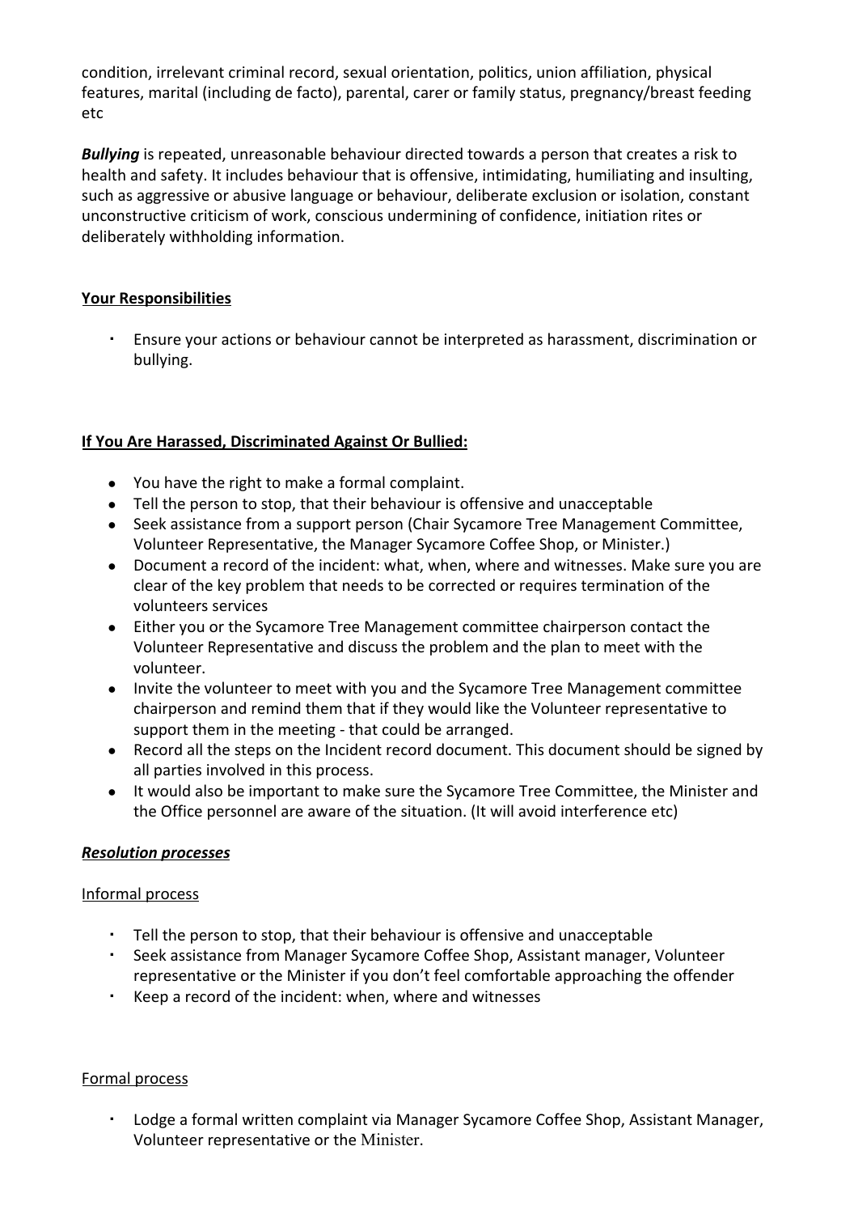condition, irrelevant criminal record, sexual orientation, politics, union affiliation, physical features, marital (including de facto), parental, carer or family status, pregnancy/breast feeding etc

***Bullying*** is repeated, unreasonable behaviour directed towards a person that creates a risk to health and safety. It includes behaviour that is offensive, intimidating, humiliating and insulting, such as aggressive or abusive language or behaviour, deliberate exclusion or isolation, constant unconstructive criticism of work, conscious undermining of confidence, initiation rites or deliberately withholding information.

**Your Responsibilities**

- Ensure your actions or behaviour cannot be interpreted as harassment, discrimination or bullying.

**If You Are Harassed, Discriminated Against Or Bullied:**

- You have the right to make a formal complaint.
- Tell the person to stop, that their behaviour is offensive and unacceptable
- Seek assistance from a support person (Chair Sycamore Tree Management Committee, Volunteer Representative, the Manager Sycamore Coffee Shop, or Minister.)
- Document a record of the incident: what, when, where and witnesses. Make sure you are clear of the key problem that needs to be corrected or requires termination of the volunteers services
- Either you or the Sycamore Tree Management committee chairperson contact the Volunteer Representative and discuss the problem and the plan to meet with the volunteer.
- Invite the volunteer to meet with you and the Sycamore Tree Management committee chairperson and remind them that if they would like the Volunteer representative to support them in the meeting - that could be arranged.
- Record all the steps on the Incident record document. This document should be signed by all parties involved in this process.
- It would also be important to make sure the Sycamore Tree Committee, the Minister and the Office personnel are aware of the situation. (It will avoid interference etc)

***Resolution processes***

Informal process

- Tell the person to stop, that their behaviour is offensive and unacceptable
- Seek assistance from Manager Sycamore Coffee Shop, Assistant manager, Volunteer representative or the Minister if you don't feel comfortable approaching the offender
- Keep a record of the incident: when, where and witnesses

Formal process

- Lodge a formal written complaint via Manager Sycamore Coffee Shop, Assistant Manager, Volunteer representative or the Minister.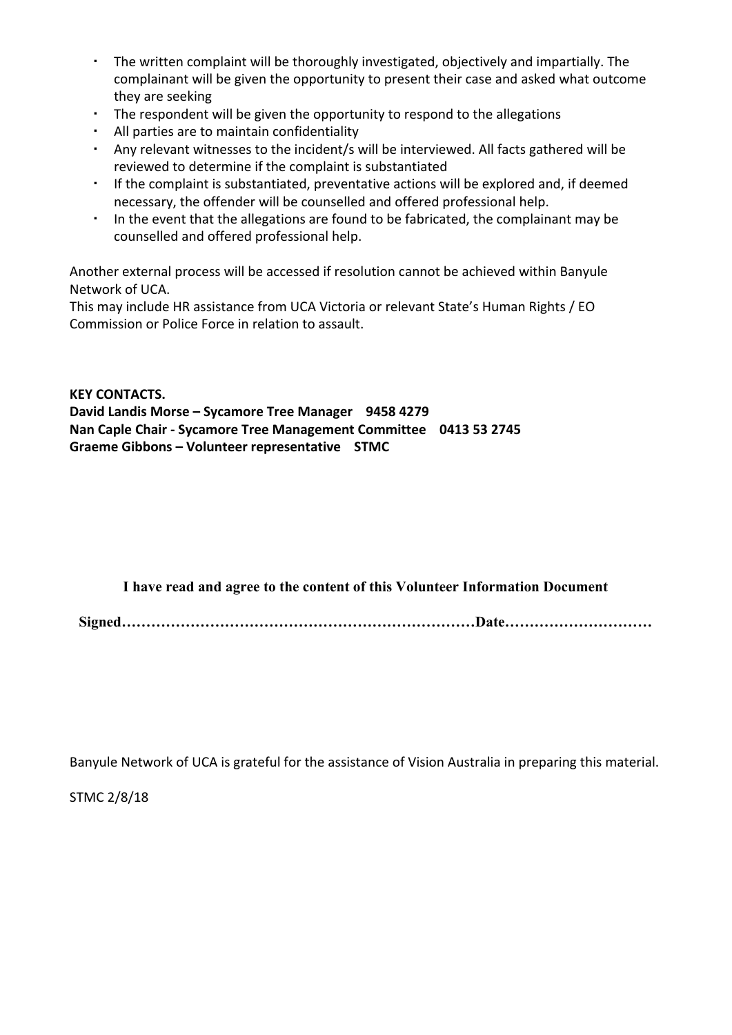- The written complaint will be thoroughly investigated, objectively and impartially. The complainant will be given the opportunity to present their case and asked what outcome they are seeking
- The respondent will be given the opportunity to respond to the allegations
- All parties are to maintain confidentiality
- Any relevant witnesses to the incident/s will be interviewed. All facts gathered will be reviewed to determine if the complaint is substantiated
- If the complaint is substantiated, preventative actions will be explored and, if deemed necessary, the offender will be counselled and offered professional help.
- In the event that the allegations are found to be fabricated, the complainant may be counselled and offered professional help.

Another external process will be accessed if resolution cannot be achieved within Banyule Network of UCA.
This may include HR assistance from UCA Victoria or relevant State's Human Rights / EO Commission or Police Force in relation to assault.

**KEY CONTACTS.**
**David Landis Morse – Sycamore Tree Manager 9458 4279**
**Nan Caple Chair - Sycamore Tree Management Committee 0413 53 2745**
**Graeme Gibbons – Volunteer representative STMC**

**I have read and agree to the content of this Volunteer Information Document**

**Signed……………………………………………………………Date…………………………**

Banyule Network of UCA is grateful for the assistance of Vision Australia in preparing this material.

STMC 2/8/18